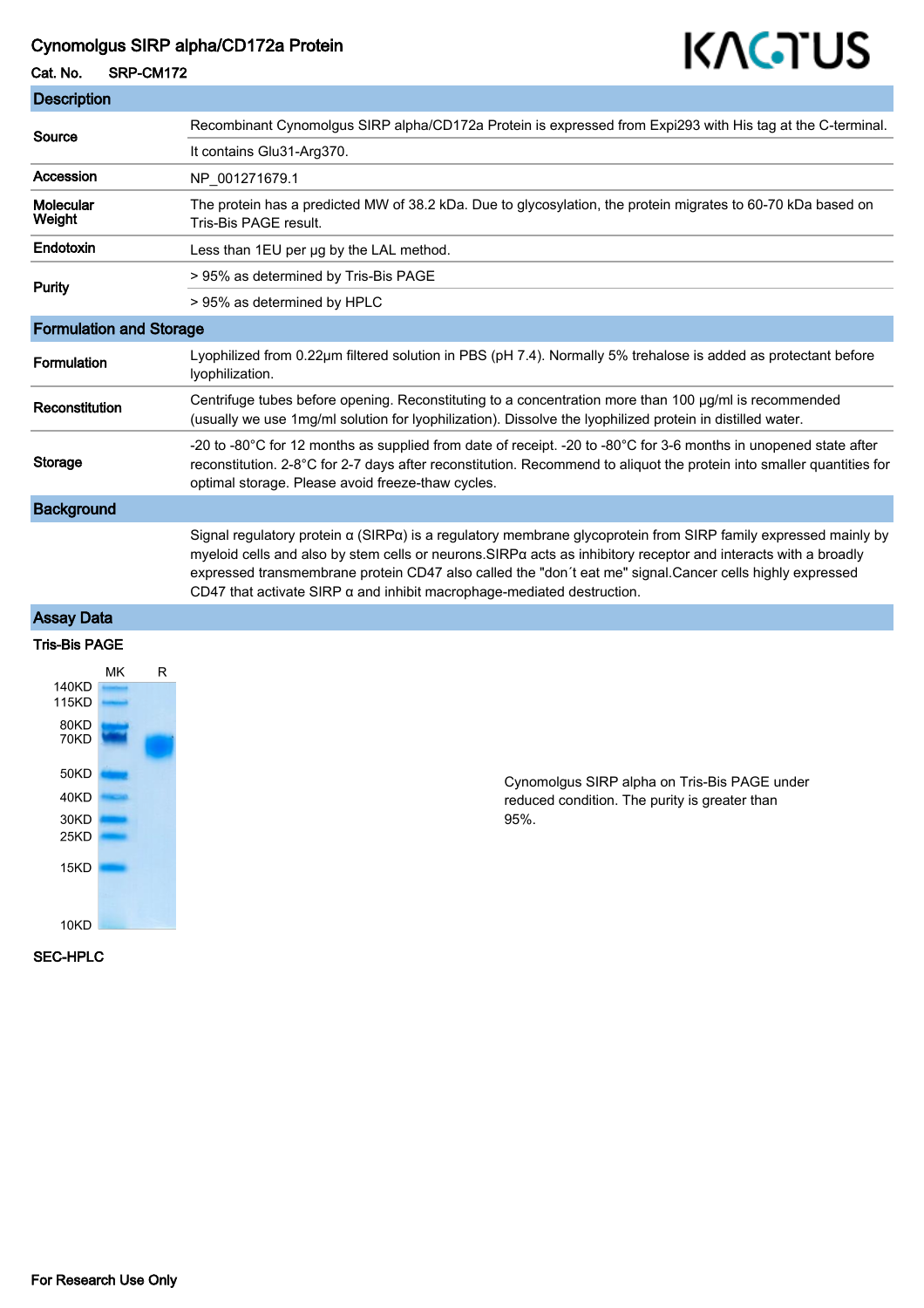# Cynomolgus SIRP alpha/CD172a Protein

**Cat. No.** SRP-CM172

KACTUS

## Description

| | |
|---|---|
| **Source** | Recombinant Cynomolgus SIRP alpha/CD172a Protein is expressed from Expi293 with His tag at the C-terminal. |
| | It contains Glu31-Arg370. |
| **Accession** | NP_001271679.1 |
| **Molecular Weight** | The protein has a predicted MW of 38.2 kDa. Due to glycosylation, the protein migrates to 60-70 kDa based on Tris-Bis PAGE result. |
| **Endotoxin** | Less than 1EU per μg by the LAL method. |
| **Purity** | > 95% as determined by Tris-Bis PAGE |
| | > 95% as determined by HPLC |

## Formulation and Storage

| | |
|---|---|
| **Formulation** | Lyophilized from 0.22μm filtered solution in PBS (pH 7.4). Normally 5% trehalose is added as protectant before lyophilization. |
| **Reconstitution** | Centrifuge tubes before opening. Reconstituting to a concentration more than 100 μg/ml is recommended (usually we use 1mg/ml solution for lyophilization). Dissolve the lyophilized protein in distilled water. |
| **Storage** | -20 to -80°C for 12 months as supplied from date of receipt. -20 to -80°C for 3-6 months in unopened state after reconstitution. 2-8°C for 2-7 days after reconstitution. Recommend to aliquot the protein into smaller quantities for optimal storage. Please avoid freeze-thaw cycles. |

## Background

Signal regulatory protein α (SIRPα) is a regulatory membrane glycoprotein from SIRP family expressed mainly by myeloid cells and also by stem cells or neurons.SIRPα acts as inhibitory receptor and interacts with a broadly expressed transmembrane protein CD47 also called the "don´t eat me" signal.Cancer cells highly expressed CD47 that activate SIRP α and inhibit macrophage-mediated destruction.

## Assay Data

### Tris-Bis PAGE

Cynomolgus SIRP alpha on Tris-Bis PAGE under reduced condition. The purity is greater than 95%.

### SEC-HPLC

For Research Use Only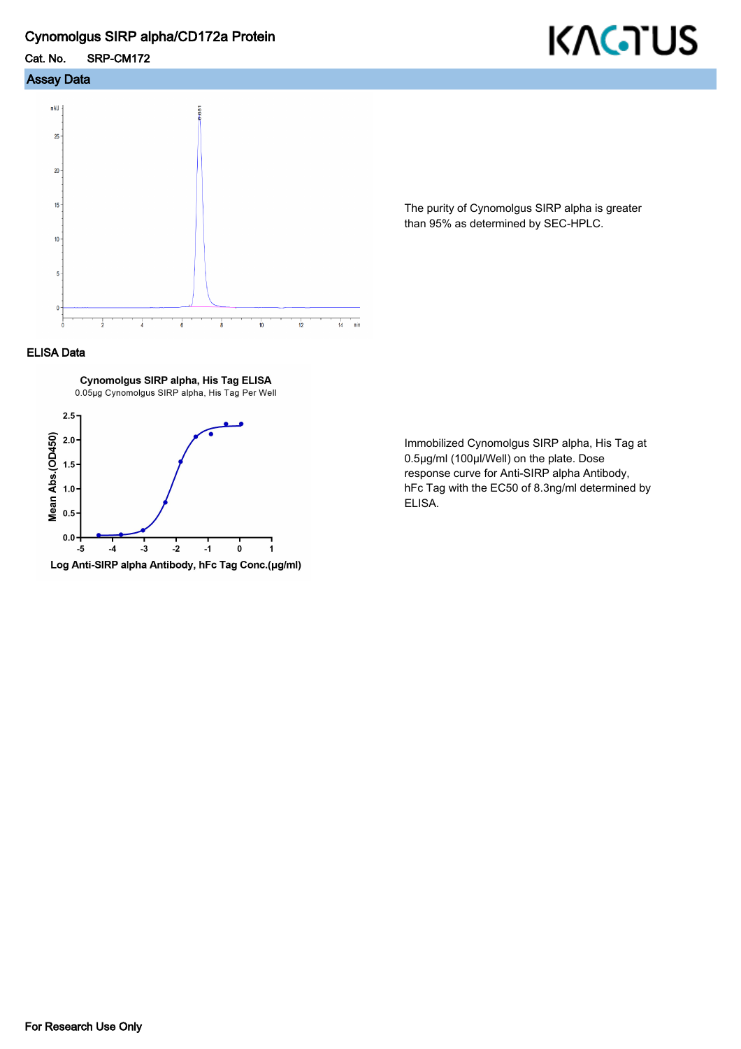Cynomolgus SIRP alpha/CD172a Protein

Cat. No. SRP-CM172

KACTUS

## Assay Data

mAU
25
20
15
10
5
0
0 2 4 6 8 10 12 14 min
6.881

The purity of Cynomolgus SIRP alpha is greater than 95% as determined by SEC-HPLC.

## ELISA Data

Cynomolgus SIRP alpha, His Tag ELISA
0.05μg Cynomolgus SIRP alpha, His Tag Per Well

Mean Abs.(OD450)
2.5
2.0
1.5
1.0
0.5
0.0
-5 -4 -3 -2 -1 0 1
Log Anti-SIRP alpha Antibody, hFc Tag Conc.(μg/ml)

Immobilized Cynomolgus SIRP alpha, His Tag at 0.5μg/ml (100μl/Well) on the plate. Dose response curve for Anti-SIRP alpha Antibody, hFc Tag with the EC50 of 8.3ng/ml determined by ELISA.

For Research Use Only